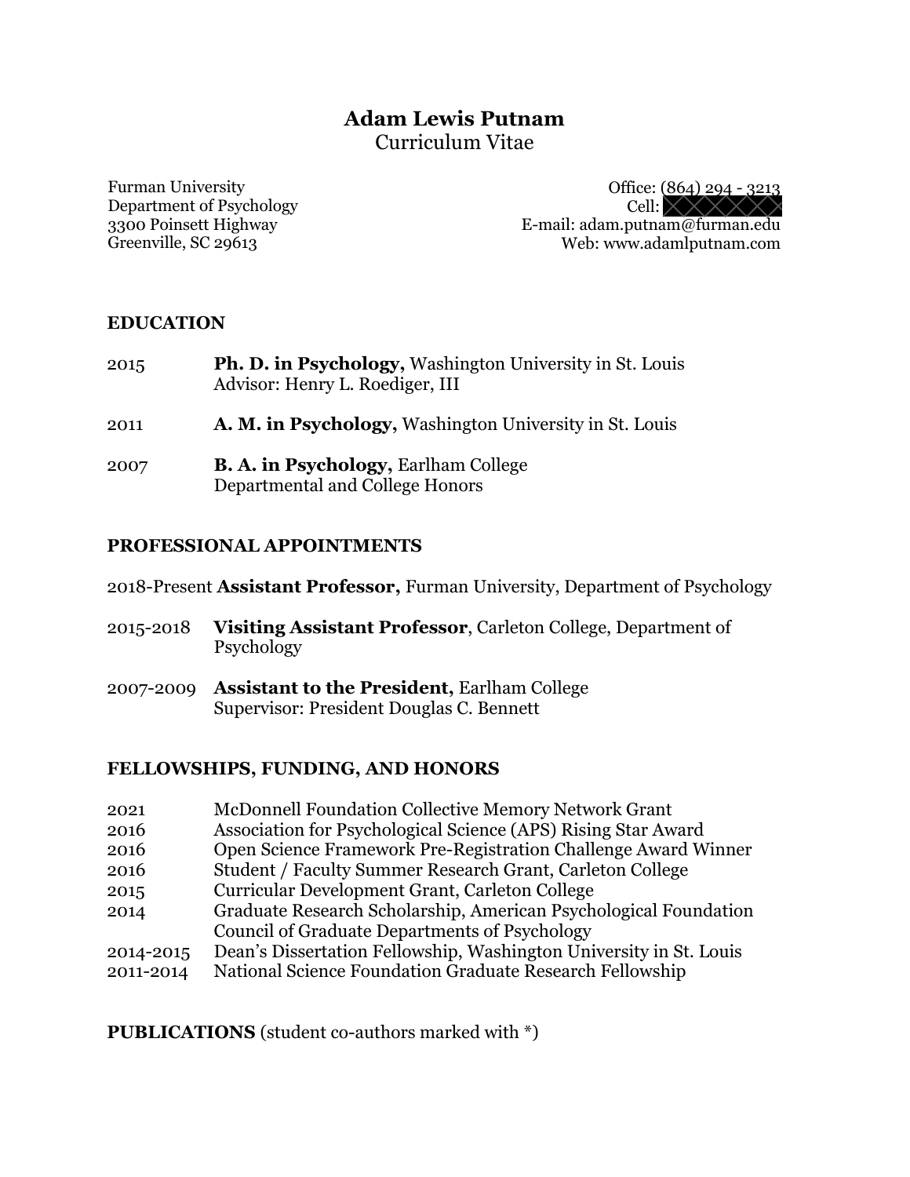# Adam Lewis Putnam

Curriculum Vitae

Furman University
Department of Psychology
3300 Poinsett Highway
Greenville, SC 29613

Office: (864) 294 - 3213
Cell: 
E-mail: adam.putnam@furman.edu
Web: www.adamlputnam.com

## EDUCATION

2015 **Ph. D. in Psychology,** Washington University in St. Louis
Advisor: Henry L. Roediger, III

2011 **A. M. in Psychology,** Washington University in St. Louis

2007 **B. A. in Psychology,** Earlham College
Departmental and College Honors

## PROFESSIONAL APPOINTMENTS

2018-Present **Assistant Professor,** Furman University, Department of Psychology

2015-2018 **Visiting Assistant Professor**, Carleton College, Department of Psychology

2007-2009 **Assistant to the President,** Earlham College
Supervisor: President Douglas C. Bennett

## FELLOWSHIPS, FUNDING, AND HONORS

2021 McDonnell Foundation Collective Memory Network Grant
2016 Association for Psychological Science (APS) Rising Star Award
2016 Open Science Framework Pre-Registration Challenge Award Winner
2016 Student / Faculty Summer Research Grant, Carleton College
2015 Curricular Development Grant, Carleton College
2014 Graduate Research Scholarship, American Psychological Foundation Council of Graduate Departments of Psychology
2014-2015 Dean's Dissertation Fellowship, Washington University in St. Louis
2011-2014 National Science Foundation Graduate Research Fellowship

**PUBLICATIONS** (student co-authors marked with *)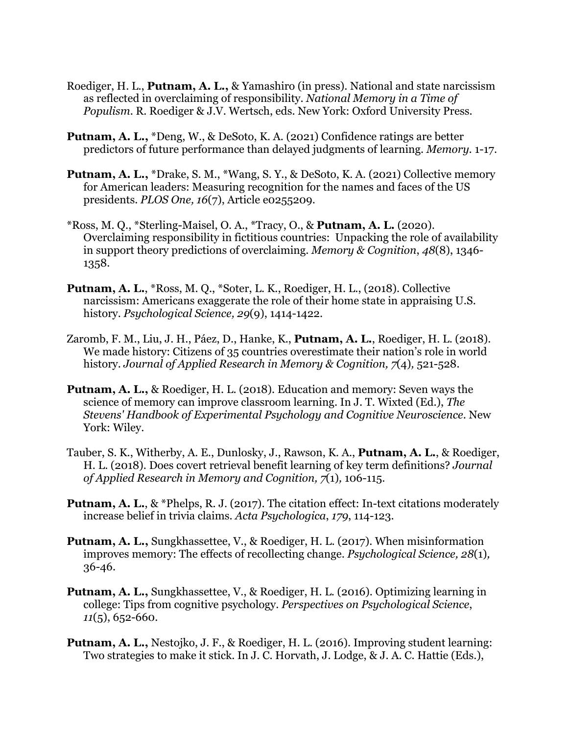Roediger, H. L., **Putnam, A. L.,** & Yamashiro (in press). National and state narcissism as reflected in overclaiming of responsibility. *National Memory in a Time of Populism*. R. Roediger & J.V. Wertsch, eds. New York: Oxford University Press.

**Putnam, A. L.,** *Deng, W., & DeSoto, K. A. (2021) Confidence ratings are better predictors of future performance than delayed judgments of learning. *Memory*. 1-17.

**Putnam, A. L.,** *Drake, S. M., *Wang, S. Y., & DeSoto, K. A. (2021) Collective memory for American leaders: Measuring recognition for the names and faces of the US presidents. *PLOS One, 16*(7), Article e0255209.

*Ross, M. Q., *Sterling-Maisel, O. A., *Tracy, O., & **Putnam, A. L.** (2020). Overclaiming responsibility in fictitious countries: Unpacking the role of availability in support theory predictions of overclaiming. *Memory & Cognition*, *48*(8), 1346-1358.

**Putnam, A. L.**, *Ross, M. Q., *Soter, L. K., Roediger, H. L., (2018). Collective narcissism: Americans exaggerate the role of their home state in appraising U.S. history. *Psychological Science, 29*(9), 1414-1422.

Zaromb, F. M., Liu, J. H., Páez, D., Hanke, K., **Putnam, A. L.**, Roediger, H. L. (2018). We made history: Citizens of 35 countries overestimate their nation's role in world history. *Journal of Applied Research in Memory & Cognition, 7*(4), 521-528.

**Putnam, A. L.,** & Roediger, H. L. (2018). Education and memory: Seven ways the science of memory can improve classroom learning. In J. T. Wixted (Ed.), *The Stevens' Handbook of Experimental Psychology and Cognitive Neuroscience*. New York: Wiley.

Tauber, S. K., Witherby, A. E., Dunlosky, J., Rawson, K. A., **Putnam, A. L.**, & Roediger, H. L. (2018). Does covert retrieval benefit learning of key term definitions? *Journal of Applied Research in Memory and Cognition, 7*(1), 106-115.

**Putnam, A. L.**, & *Phelps, R. J. (2017). The citation effect: In-text citations moderately increase belief in trivia claims. *Acta Psychologica*, *179*, 114-123.

**Putnam, A. L.,** Sungkhassettee, V., & Roediger, H. L. (2017). When misinformation improves memory: The effects of recollecting change. *Psychological Science, 28*(1), 36-46.

**Putnam, A. L.,** Sungkhassettee, V., & Roediger, H. L. (2016). Optimizing learning in college: Tips from cognitive psychology. *Perspectives on Psychological Science*, *11*(5), 652-660.

**Putnam, A. L.,** Nestojko, J. F., & Roediger, H. L. (2016). Improving student learning: Two strategies to make it stick. In J. C. Horvath, J. Lodge, & J. A. C. Hattie (Eds.),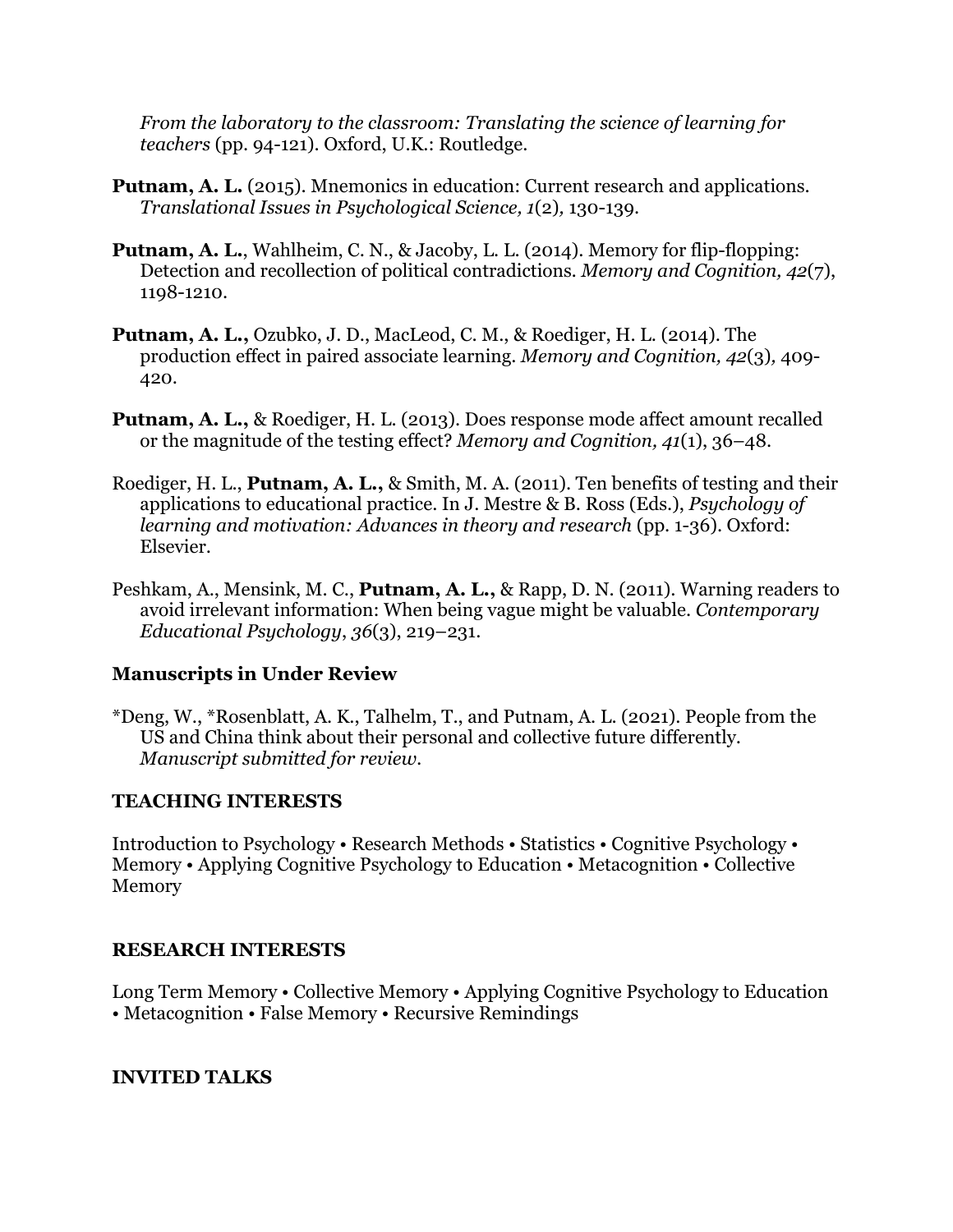*From the laboratory to the classroom: Translating the science of learning for teachers* (pp. 94-121). Oxford, U.K.: Routledge.

**Putnam, A. L.** (2015). Mnemonics in education: Current research and applications. *Translational Issues in Psychological Science, 1*(2)*,* 130-139.

**Putnam, A. L.**, Wahlheim, C. N., & Jacoby, L. L. (2014). Memory for flip-flopping: Detection and recollection of political contradictions. *Memory and Cognition, 42*(7), 1198-1210.

**Putnam, A. L.,** Ozubko, J. D., MacLeod, C. M., & Roediger, H. L. (2014). The production effect in paired associate learning. *Memory and Cognition, 42*(3)*,* 409-420.

**Putnam, A. L.,** & Roediger, H. L. (2013). Does response mode affect amount recalled or the magnitude of the testing effect? *Memory and Cognition, 41*(1), 36–48.

Roediger, H. L., **Putnam, A. L.,** & Smith, M. A. (2011). Ten benefits of testing and their applications to educational practice. In J. Mestre & B. Ross (Eds.), *Psychology of learning and motivation: Advances in theory and research* (pp. 1-36). Oxford: Elsevier.

Peshkam, A., Mensink, M. C., **Putnam, A. L.,** & Rapp, D. N. (2011). Warning readers to avoid irrelevant information: When being vague might be valuable. *Contemporary Educational Psychology*, *36*(3), 219–231.

### Manuscripts in Under Review

*Deng, W., *Rosenblatt, A. K., Talhelm, T., and Putnam, A. L. (2021). People from the US and China think about their personal and collective future differently. *Manuscript submitted for review.*

### TEACHING INTERESTS

Introduction to Psychology • Research Methods • Statistics • Cognitive Psychology • Memory • Applying Cognitive Psychology to Education • Metacognition • Collective Memory

### RESEARCH INTERESTS

Long Term Memory • Collective Memory • Applying Cognitive Psychology to Education • Metacognition • False Memory • Recursive Remindings

### INVITED TALKS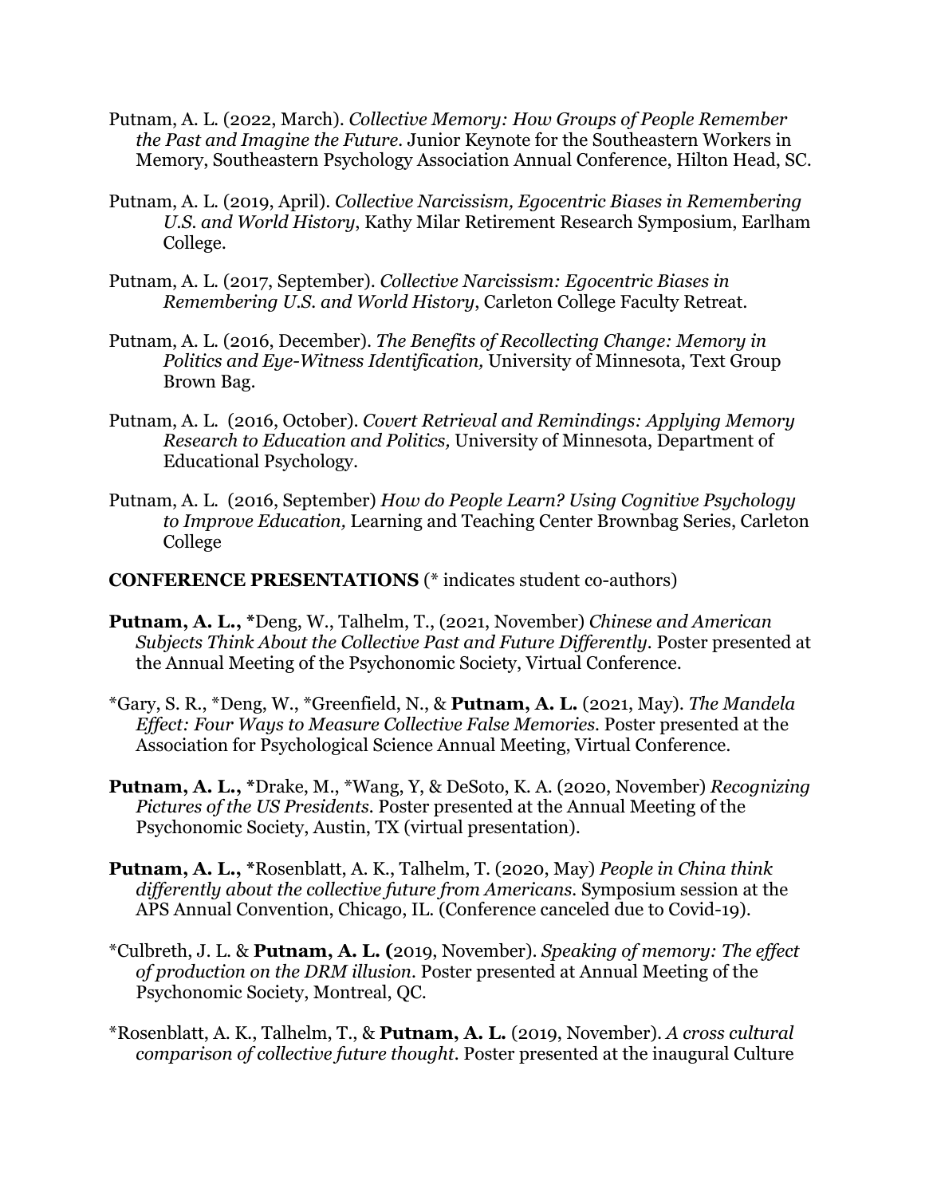Putnam, A. L. (2022, March). *Collective Memory: How Groups of People Remember the Past and Imagine the Future*. Junior Keynote for the Southeastern Workers in Memory, Southeastern Psychology Association Annual Conference, Hilton Head, SC.

Putnam, A. L. (2019, April). *Collective Narcissism, Egocentric Biases in Remembering U.S. and World History,* Kathy Milar Retirement Research Symposium, Earlham College.

Putnam, A. L. (2017, September). *Collective Narcissism: Egocentric Biases in Remembering U.S. and World History*, Carleton College Faculty Retreat.

Putnam, A. L. (2016, December). *The Benefits of Recollecting Change: Memory in Politics and Eye-Witness Identification,* University of Minnesota, Text Group Brown Bag.

Putnam, A. L. (2016, October). *Covert Retrieval and Remindings: Applying Memory Research to Education and Politics,* University of Minnesota, Department of Educational Psychology.

Putnam, A. L. (2016, September) *How do People Learn? Using Cognitive Psychology to Improve Education,* Learning and Teaching Center Brownbag Series, Carleton College

**CONFERENCE PRESENTATIONS** (* indicates student co-authors)

**Putnam, A. L., ***Deng, W., Talhelm, T., (2021, November) *Chinese and American Subjects Think About the Collective Past and Future Differently.* Poster presented at the Annual Meeting of the Psychonomic Society, Virtual Conference.

*Gary, S. R., *Deng, W., *Greenfield, N., & **Putnam, A. L.** (2021, May). *The Mandela Effect: Four Ways to Measure Collective False Memories.* Poster presented at the Association for Psychological Science Annual Meeting, Virtual Conference.

**Putnam, A. L., ***Drake, M., *Wang, Y, & DeSoto, K. A. (2020, November) *Recognizing Pictures of the US Presidents.* Poster presented at the Annual Meeting of the Psychonomic Society, Austin, TX (virtual presentation).

**Putnam, A. L., ***Rosenblatt, A. K., Talhelm, T. (2020, May) *People in China think differently about the collective future from Americans.* Symposium session at the APS Annual Convention, Chicago, IL. (Conference canceled due to Covid-19).

*Culbreth, J. L. & **Putnam, A. L. (**2019, November). *Speaking of memory: The effect of production on the DRM illusion.* Poster presented at Annual Meeting of the Psychonomic Society, Montreal, QC.

*Rosenblatt, A. K., Talhelm, T., & **Putnam, A. L.** (2019, November). *A cross cultural comparison of collective future thought.* Poster presented at the inaugural Culture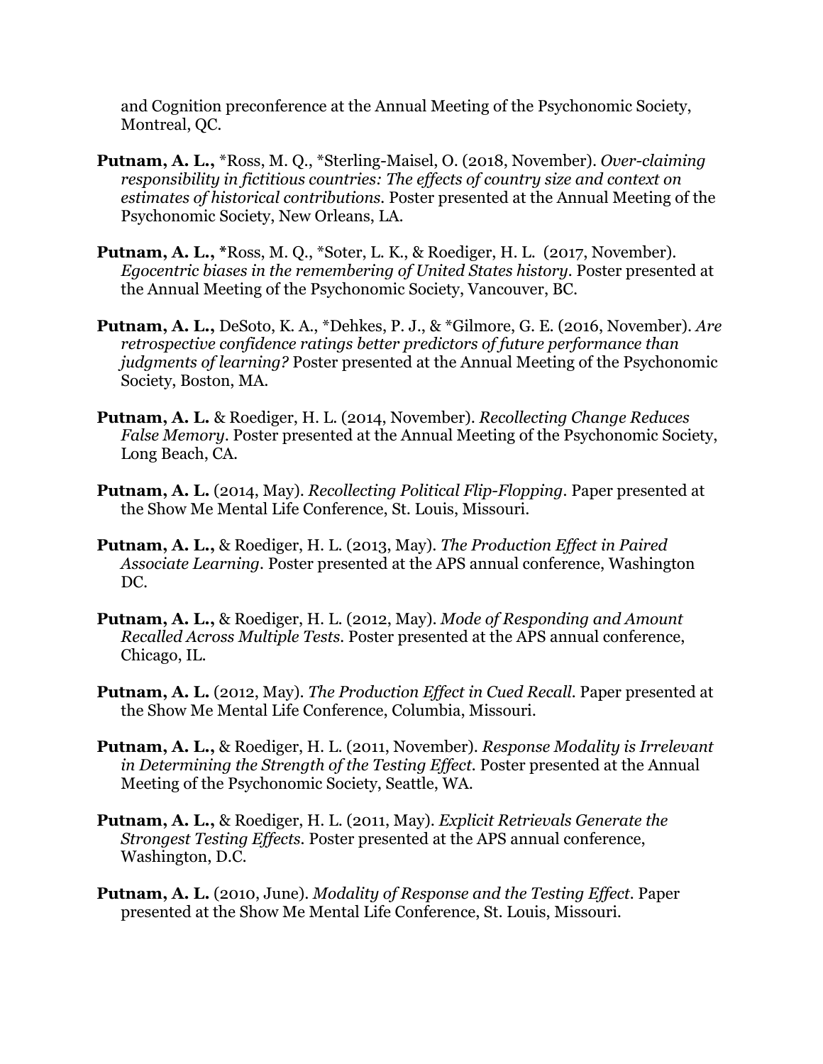and Cognition preconference at the Annual Meeting of the Psychonomic Society, Montreal, QC.

**Putnam, A. L.,** *Ross, M. Q., *Sterling-Maisel, O. (2018, November). *Over-claiming responsibility in fictitious countries: The effects of country size and context on estimates of historical contributions.* Poster presented at the Annual Meeting of the Psychonomic Society, New Orleans, LA.

**Putnam, A. L., ***Ross, M. Q., *Soter, L. K., & Roediger, H. L. (2017, November). *Egocentric biases in the remembering of United States history.* Poster presented at the Annual Meeting of the Psychonomic Society, Vancouver, BC.

**Putnam, A. L.,** DeSoto, K. A., *Dehkes, P. J., & *Gilmore, G. E. (2016, November). *Are retrospective confidence ratings better predictors of future performance than judgments of learning?* Poster presented at the Annual Meeting of the Psychonomic Society, Boston, MA.

**Putnam, A. L.** & Roediger, H. L. (2014, November). *Recollecting Change Reduces False Memory.* Poster presented at the Annual Meeting of the Psychonomic Society, Long Beach, CA.

**Putnam, A. L.** (2014, May). *Recollecting Political Flip-Flopping.* Paper presented at the Show Me Mental Life Conference, St. Louis, Missouri.

**Putnam, A. L.,** & Roediger, H. L. (2013, May). *The Production Effect in Paired Associate Learning.* Poster presented at the APS annual conference, Washington DC.

**Putnam, A. L.,** & Roediger, H. L. (2012, May). *Mode of Responding and Amount Recalled Across Multiple Tests.* Poster presented at the APS annual conference, Chicago, IL.

**Putnam, A. L.** (2012, May). *The Production Effect in Cued Recall.* Paper presented at the Show Me Mental Life Conference, Columbia, Missouri.

**Putnam, A. L.,** & Roediger, H. L. (2011, November). *Response Modality is Irrelevant in Determining the Strength of the Testing Effect.* Poster presented at the Annual Meeting of the Psychonomic Society, Seattle, WA.

**Putnam, A. L.,** & Roediger, H. L. (2011, May). *Explicit Retrievals Generate the Strongest Testing Effects.* Poster presented at the APS annual conference, Washington, D.C.

**Putnam, A. L.** (2010, June). *Modality of Response and the Testing Effect.* Paper presented at the Show Me Mental Life Conference, St. Louis, Missouri.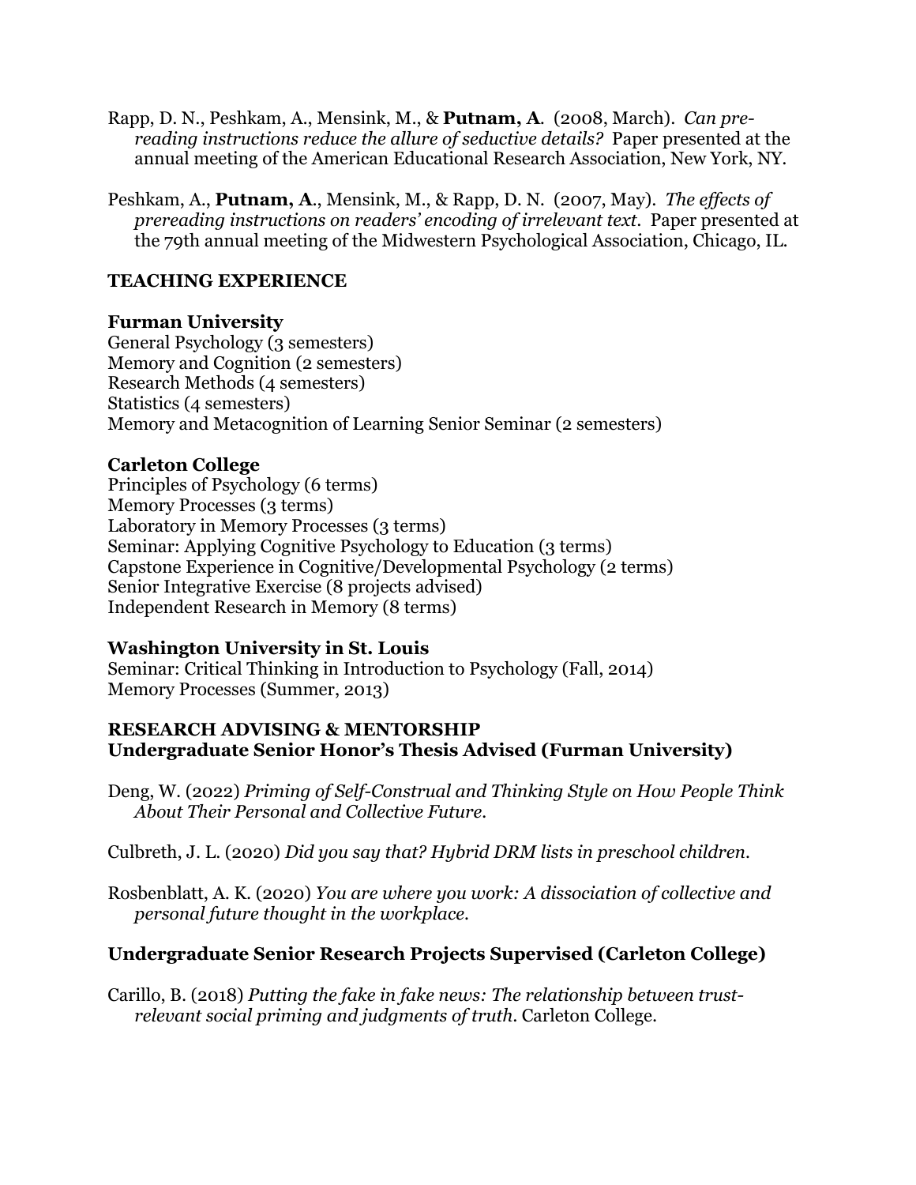Rapp, D. N., Peshkam, A., Mensink, M., & **Putnam, A**. (2008, March). *Can pre-reading instructions reduce the allure of seductive details?* Paper presented at the annual meeting of the American Educational Research Association, New York, NY.

Peshkam, A., **Putnam, A**., Mensink, M., & Rapp, D. N. (2007, May). *The effects of prereading instructions on readers' encoding of irrelevant text*. Paper presented at the 79th annual meeting of the Midwestern Psychological Association, Chicago, IL.

## TEACHING EXPERIENCE

### Furman University

General Psychology (3 semesters)
Memory and Cognition (2 semesters)
Research Methods (4 semesters)
Statistics (4 semesters)
Memory and Metacognition of Learning Senior Seminar (2 semesters)

### Carleton College

Principles of Psychology (6 terms)
Memory Processes (3 terms)
Laboratory in Memory Processes (3 terms)
Seminar: Applying Cognitive Psychology to Education (3 terms)
Capstone Experience in Cognitive/Developmental Psychology (2 terms)
Senior Integrative Exercise (8 projects advised)
Independent Research in Memory (8 terms)

### Washington University in St. Louis

Seminar: Critical Thinking in Introduction to Psychology (Fall, 2014)
Memory Processes (Summer, 2013)

## RESEARCH ADVISING & MENTORSHIP

### Undergraduate Senior Honor's Thesis Advised (Furman University)

Deng, W. (2022) *Priming of Self-Construal and Thinking Style on How People Think About Their Personal and Collective Future.*

Culbreth, J. L. (2020) *Did you say that? Hybrid DRM lists in preschool children.*

Rosbenblatt, A. K. (2020) *You are where you work: A dissociation of collective and personal future thought in the workplace.*

### Undergraduate Senior Research Projects Supervised (Carleton College)

Carillo, B. (2018) *Putting the fake in fake news: The relationship between trust-relevant social priming and judgments of truth*. Carleton College.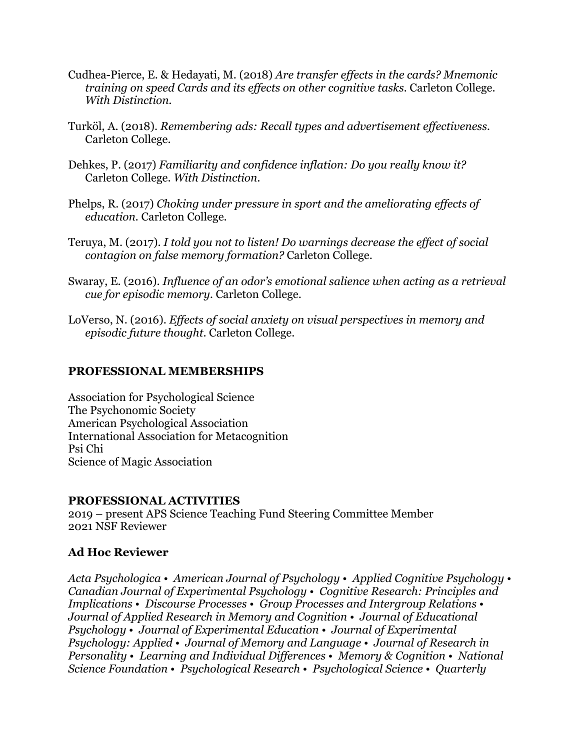Cudhea-Pierce, E. & Hedayati, M. (2018) *Are transfer effects in the cards? Mnemonic training on speed Cards and its effects on other cognitive tasks.* Carleton College. *With Distinction.*

Turköl, A. (2018). *Remembering ads: Recall types and advertisement effectiveness.* Carleton College.

Dehkes, P. (2017) *Familiarity and confidence inflation: Do you really know it?* Carleton College. *With Distinction.*

Phelps, R. (2017) *Choking under pressure in sport and the ameliorating effects of education.* Carleton College.

Teruya, M. (2017). *I told you not to listen! Do warnings decrease the effect of social contagion on false memory formation?* Carleton College.

Swaray, E. (2016). *Influence of an odor's emotional salience when acting as a retrieval cue for episodic memory.* Carleton College.

LoVerso, N. (2016). *Effects of social anxiety on visual perspectives in memory and episodic future thought.* Carleton College.

## PROFESSIONAL MEMBERSHIPS

Association for Psychological Science
The Psychonomic Society
American Psychological Association
International Association for Metacognition
Psi Chi
Science of Magic Association

## PROFESSIONAL ACTIVITIES

2019 – present APS Science Teaching Fund Steering Committee Member
2021 NSF Reviewer

### Ad Hoc Reviewer

*Acta Psychologica • American Journal of Psychology • Applied Cognitive Psychology • Canadian Journal of Experimental Psychology • Cognitive Research: Principles and Implications • Discourse Processes • Group Processes and Intergroup Relations • Journal of Applied Research in Memory and Cognition • Journal of Educational Psychology • Journal of Experimental Education • Journal of Experimental Psychology: Applied • Journal of Memory and Language • Journal of Research in Personality • Learning and Individual Differences • Memory & Cognition • National Science Foundation • Psychological Research • Psychological Science • Quarterly*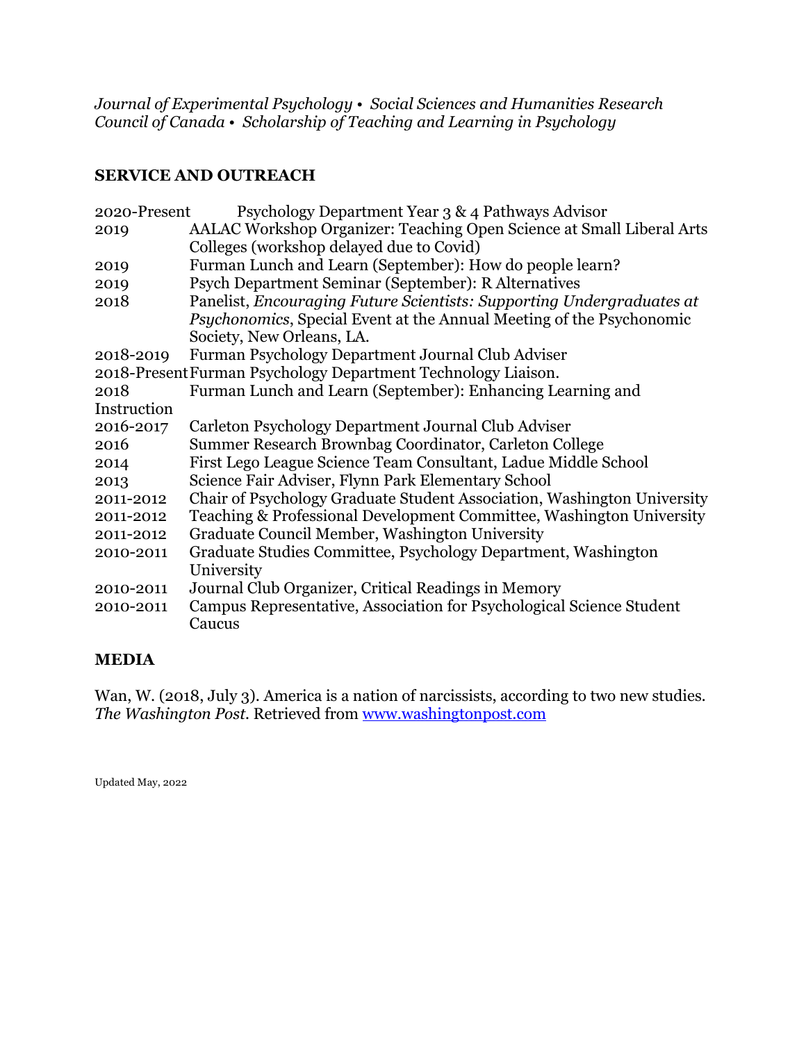*Journal of Experimental Psychology • Social Sciences and Humanities Research Council of Canada • Scholarship of Teaching and Learning in Psychology*

## SERVICE AND OUTREACH

2020-Present Psychology Department Year 3 & 4 Pathways Advisor

2019 AALAC Workshop Organizer: Teaching Open Science at Small Liberal Arts Colleges (workshop delayed due to Covid)

2019 Furman Lunch and Learn (September): How do people learn?

2019 Psych Department Seminar (September): R Alternatives

2018 Panelist, *Encouraging Future Scientists: Supporting Undergraduates at Psychonomics*, Special Event at the Annual Meeting of the Psychonomic Society, New Orleans, LA.

2018-2019 Furman Psychology Department Journal Club Adviser

2018-Present Furman Psychology Department Technology Liaison.

2018 Furman Lunch and Learn (September): Enhancing Learning and Instruction

2016-2017 Carleton Psychology Department Journal Club Adviser

2016 Summer Research Brownbag Coordinator, Carleton College

2014 First Lego League Science Team Consultant, Ladue Middle School

2013 Science Fair Adviser, Flynn Park Elementary School

2011-2012 Chair of Psychology Graduate Student Association, Washington University

2011-2012 Teaching & Professional Development Committee, Washington University

2011-2012 Graduate Council Member, Washington University

2010-2011 Graduate Studies Committee, Psychology Department, Washington University

2010-2011 Journal Club Organizer, Critical Readings in Memory

2010-2011 Campus Representative, Association for Psychological Science Student Caucus

## MEDIA

Wan, W. (2018, July 3). America is a nation of narcissists, according to two new studies. *The Washington Post.* Retrieved from [www.washingtonpost.com](www.washingtonpost.com)

Updated May, 2022